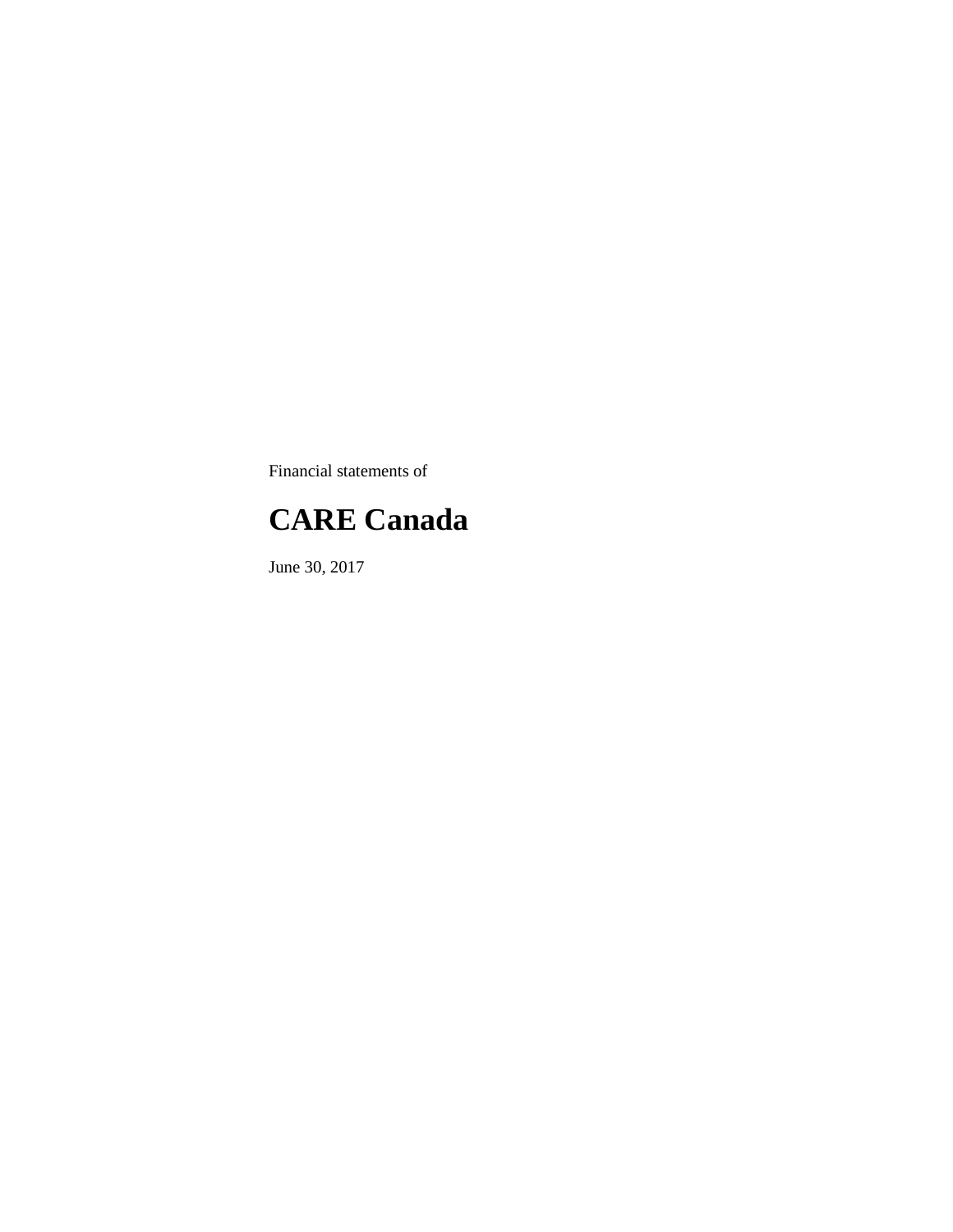Financial statements of

# CARE Canada

June 30, 2017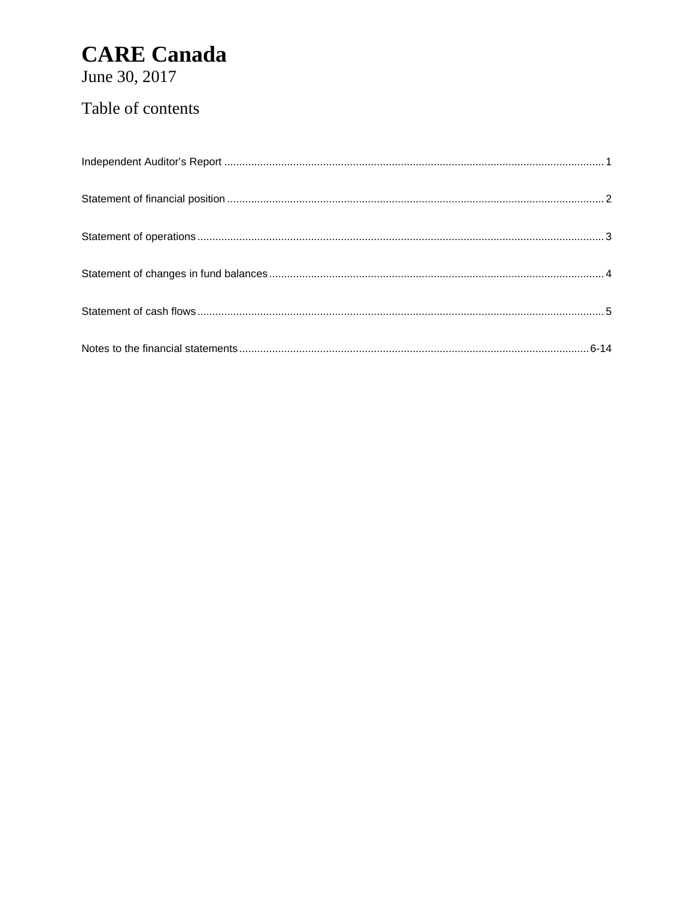# CARE Canada

June 30, 2017

## Table of contents

| | |
|---|---|
| Independent Auditor's Report | 1 |
| Statement of financial position | 2 |
| Statement of operations | 3 |
| Statement of changes in fund balances | 4 |
| Statement of cash flows | 5 |
| Notes to the financial statements | 6-14 |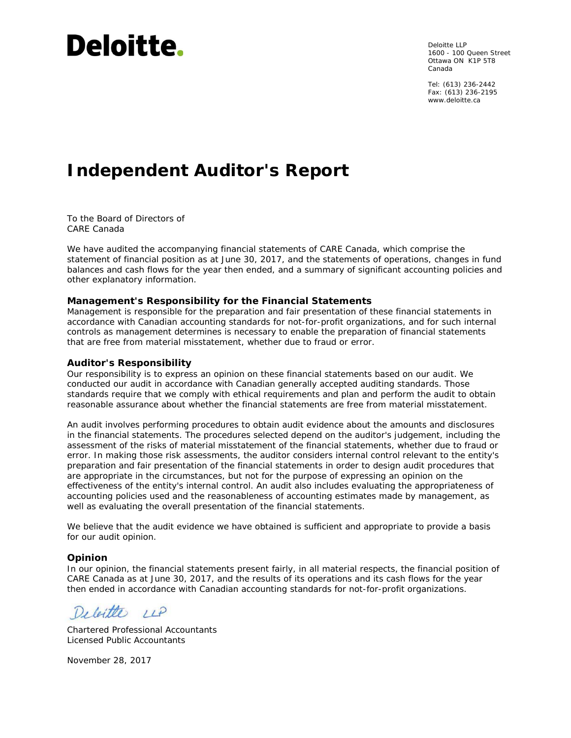Deloitte.

Deloitte LLP
1600 - 100 Queen Street
Ottawa ON K1P 5T8
Canada

Tel: (613) 236-2442
Fax: (613) 236-2195
www.deloitte.ca

# Independent Auditor's Report

To the Board of Directors of
CARE Canada

We have audited the accompanying financial statements of CARE Canada, which comprise the statement of financial position as at June 30, 2017, and the statements of operations, changes in fund balances and cash flows for the year then ended, and a summary of significant accounting policies and other explanatory information.

### Management's Responsibility for the Financial Statements

Management is responsible for the preparation and fair presentation of these financial statements in accordance with Canadian accounting standards for not-for-profit organizations, and for such internal controls as management determines is necessary to enable the preparation of financial statements that are free from material misstatement, whether due to fraud or error.

### Auditor's Responsibility

Our responsibility is to express an opinion on these financial statements based on our audit. We conducted our audit in accordance with Canadian generally accepted auditing standards. Those standards require that we comply with ethical requirements and plan and perform the audit to obtain reasonable assurance about whether the financial statements are free from material misstatement.

An audit involves performing procedures to obtain audit evidence about the amounts and disclosures in the financial statements. The procedures selected depend on the auditor's judgement, including the assessment of the risks of material misstatement of the financial statements, whether due to fraud or error. In making those risk assessments, the auditor considers internal control relevant to the entity's preparation and fair presentation of the financial statements in order to design audit procedures that are appropriate in the circumstances, but not for the purpose of expressing an opinion on the effectiveness of the entity's internal control. An audit also includes evaluating the appropriateness of accounting policies used and the reasonableness of accounting estimates made by management, as well as evaluating the overall presentation of the financial statements.

We believe that the audit evidence we have obtained is sufficient and appropriate to provide a basis for our audit opinion.

### Opinion

In our opinion, the financial statements present fairly, in all material respects, the financial position of CARE Canada as at June 30, 2017, and the results of its operations and its cash flows for the year then ended in accordance with Canadian accounting standards for not-for-profit organizations.

Deloitte LLP

Chartered Professional Accountants
Licensed Public Accountants

November 28, 2017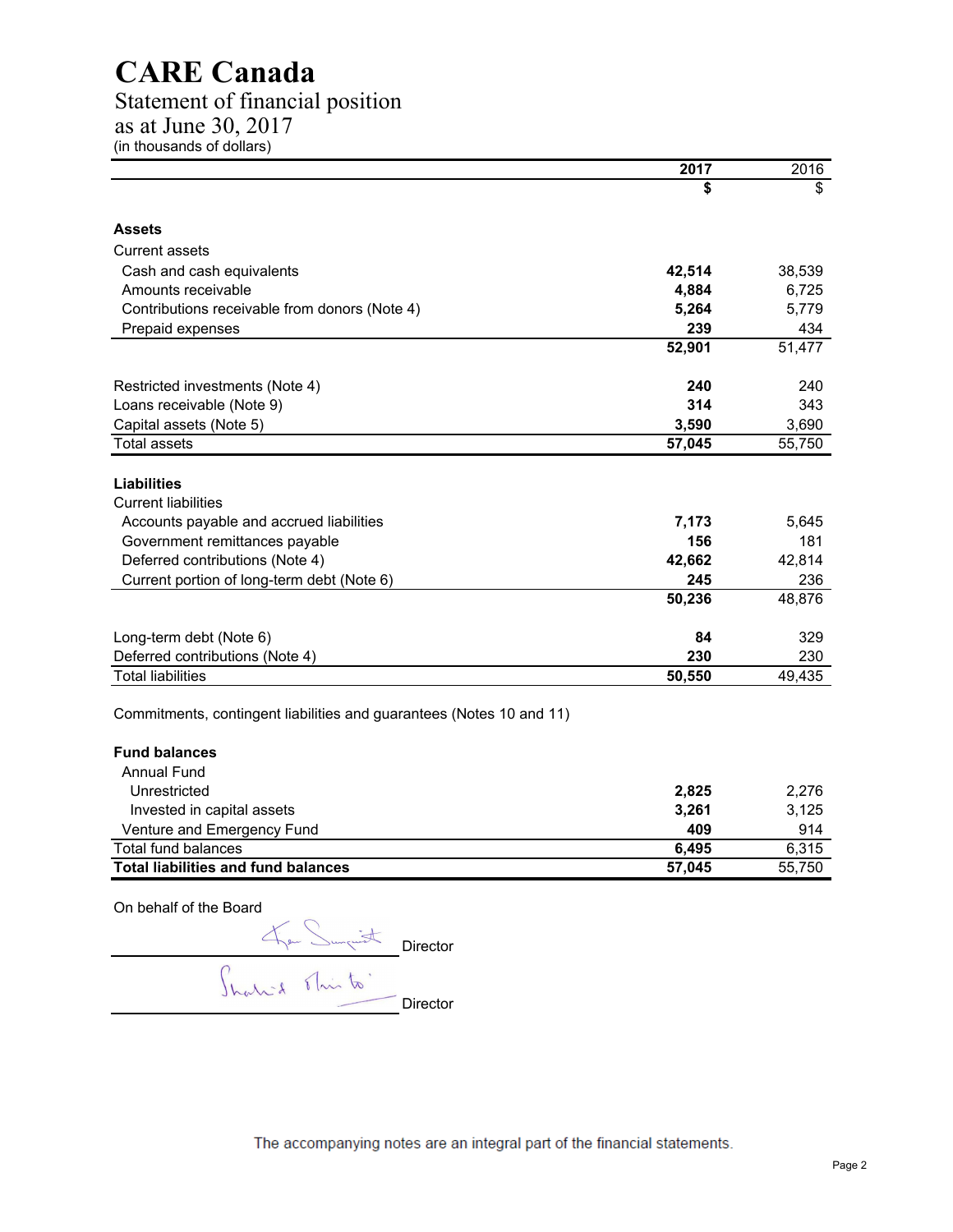# CARE Canada

## Statement of financial position

### as at June 30, 2017

(in thousands of dollars)

| | **2017** | 2016 |
|---|---|---|
| | **$** | $ |
| **Assets** | | |
| Current assets | | |
| Cash and cash equivalents | **42,514** | 38,539 |
| Amounts receivable | **4,884** | 6,725 |
| Contributions receivable from donors (Note 4) | **5,264** | 5,779 |
| Prepaid expenses | **239** | 434 |
| | **52,901** | 51,477 |
| Restricted investments (Note 4) | **240** | 240 |
| Loans receivable (Note 9) | **314** | 343 |
| Capital assets (Note 5) | **3,590** | 3,690 |
| Total assets | **57,045** | 55,750 |
| **Liabilities** | | |
| Current liabilities | | |
| Accounts payable and accrued liabilities | **7,173** | 5,645 |
| Government remittances payable | **156** | 181 |
| Deferred contributions (Note 4) | **42,662** | 42,814 |
| Current portion of long-term debt (Note 6) | **245** | 236 |
| | **50,236** | 48,876 |
| Long-term debt (Note 6) | **84** | 329 |
| Deferred contributions (Note 4) | **230** | 230 |
| Total liabilities | **50,550** | 49,435 |
| Commitments, contingent liabilities and guarantees (Notes 10 and 11) | | |
| **Fund balances** | | |
| Annual Fund | | |
| Unrestricted | **2,825** | 2,276 |
| Invested in capital assets | **3,261** | 3,125 |
| Venture and Emergency Fund | **409** | 914 |
| Total fund balances | **6,495** | 6,315 |
| **Total liabilities and fund balances** | **57,045** | 55,750 |

On behalf of the Board

_______________ Director

_______________ Director

The accompanying notes are an integral part of the financial statements.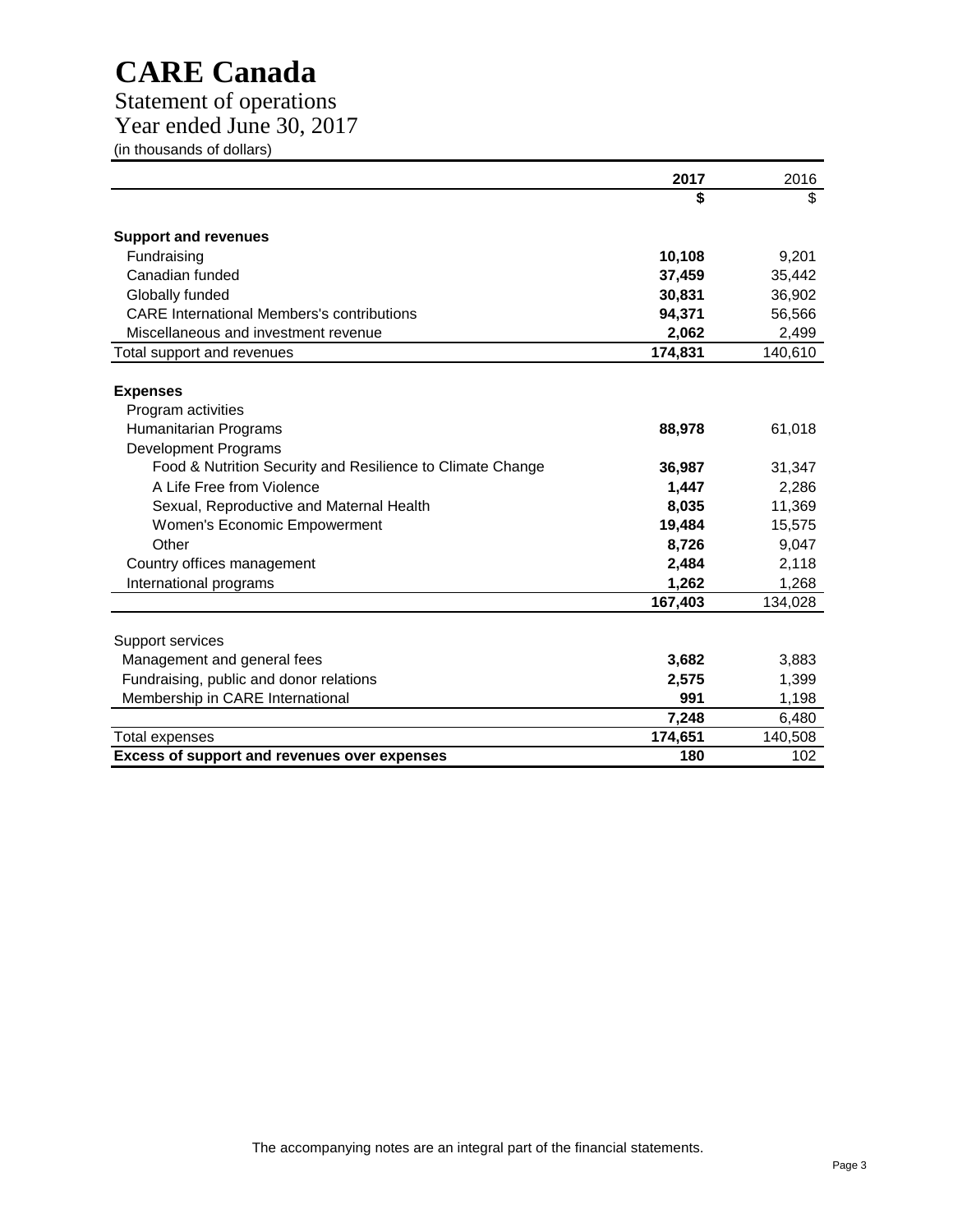# CARE Canada

Statement of operations
Year ended June 30, 2017
(in thousands of dollars)

| | **2017** | 2016 |
|---|---|---|
| | **$** | $ |
| **Support and revenues** | | |
| Fundraising | **10,108** | 9,201 |
| Canadian funded | **37,459** | 35,442 |
| Globally funded | **30,831** | 36,902 |
| CARE International Members's contributions | **94,371** | 56,566 |
| Miscellaneous and investment revenue | **2,062** | 2,499 |
| Total support and revenues | **174,831** | 140,610 |
| **Expenses** | | |
| Program activities | | |
| Humanitarian Programs | **88,978** | 61,018 |
| Development Programs | | |
| Food & Nutrition Security and Resilience to Climate Change | **36,987** | 31,347 |
| A Life Free from Violence | **1,447** | 2,286 |
| Sexual, Reproductive and Maternal Health | **8,035** | 11,369 |
| Women's Economic Empowerment | **19,484** | 15,575 |
| Other | **8,726** | 9,047 |
| Country offices management | **2,484** | 2,118 |
| International programs | **1,262** | 1,268 |
| | **167,403** | 134,028 |
| Support services | | |
| Management and general fees | **3,682** | 3,883 |
| Fundraising, public and donor relations | **2,575** | 1,399 |
| Membership in CARE International | **991** | 1,198 |
| | **7,248** | 6,480 |
| Total expenses | **174,651** | 140,508 |
| **Excess of support and revenues over expenses** | **180** | 102 |

The accompanying notes are an integral part of the financial statements.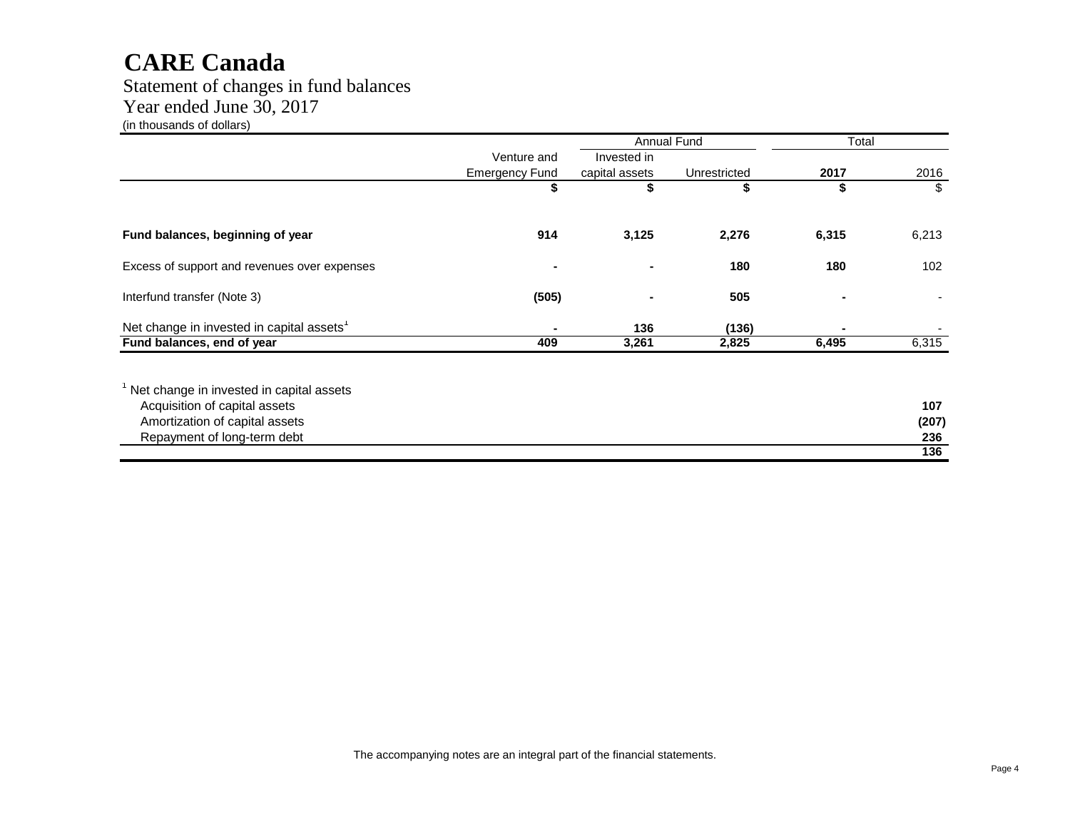# CARE Canada

Statement of changes in fund balances

Year ended June 30, 2017

(in thousands of dollars)

| | Venture and Emergency Fund | Annual Fund | | Total | |
|---|---|---|---|---|---|
| | | Invested in capital assets | Unrestricted | **2017** | 2016 |
| | **$** | **$** | **$** | **$** | $ |
| **Fund balances, beginning of year** | **914** | **3,125** | **2,276** | **6,315** | 6,213 |
| Excess of support and revenues over expenses | **-** | **-** | **180** | **180** | 102 |
| Interfund transfer (Note 3) | **(505)** | **-** | **505** | **-** | - |
| Net change in invested in capital assets[1] | **-** | **136** | **(136)** | **-** | - |
| **Fund balances, end of year** | **409** | **3,261** | **2,825** | **6,495** | 6,315 |

[1] Net change in invested in capital assets

| | |
|---|---|
| Acquisition of capital assets | **107** |
| Amortization of capital assets | **(207)** |
| Repayment of long-term debt | **236** |
| | **136** |

The accompanying notes are an integral part of the financial statements.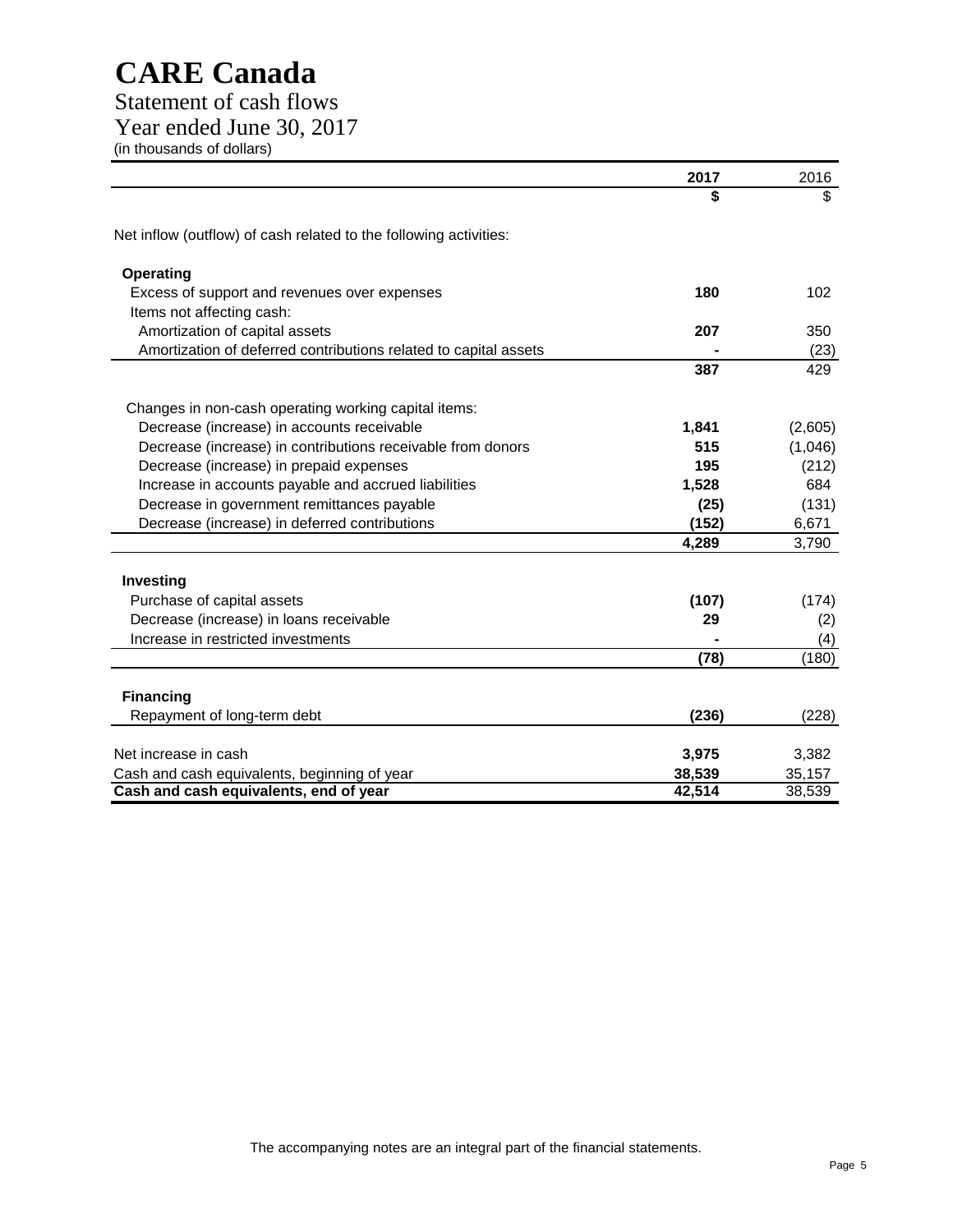# CARE Canada

## Statement of cash flows

## Year ended June 30, 2017

(in thousands of dollars)

| | 2017 | 2016 |
|---|---|---|
| | $ | $ |
| Net inflow (outflow) of cash related to the following activities: | | |
| **Operating** | | |
| Excess of support and revenues over expenses | **180** | 102 |
| Items not affecting cash: | | |
| Amortization of capital assets | **207** | 350 |
| Amortization of deferred contributions related to capital assets | **-** | (23) |
| | **387** | 429 |
| Changes in non-cash operating working capital items: | | |
| Decrease (increase) in accounts receivable | **1,841** | (2,605) |
| Decrease (increase) in contributions receivable from donors | **515** | (1,046) |
| Decrease (increase) in prepaid expenses | **195** | (212) |
| Increase in accounts payable and accrued liabilities | **1,528** | 684 |
| Decrease in government remittances payable | **(25)** | (131) |
| Decrease (increase) in deferred contributions | **(152)** | 6,671 |
| | **4,289** | 3,790 |
| **Investing** | | |
| Purchase of capital assets | **(107)** | (174) |
| Decrease (increase) in loans receivable | **29** | (2) |
| Increase in restricted investments | **-** | (4) |
| | **(78)** | (180) |
| **Financing** | | |
| Repayment of long-term debt | **(236)** | (228) |
| Net increase in cash | **3,975** | 3,382 |
| Cash and cash equivalents, beginning of year | **38,539** | 35,157 |
| **Cash and cash equivalents, end of year** | **42,514** | 38,539 |

The accompanying notes are an integral part of the financial statements.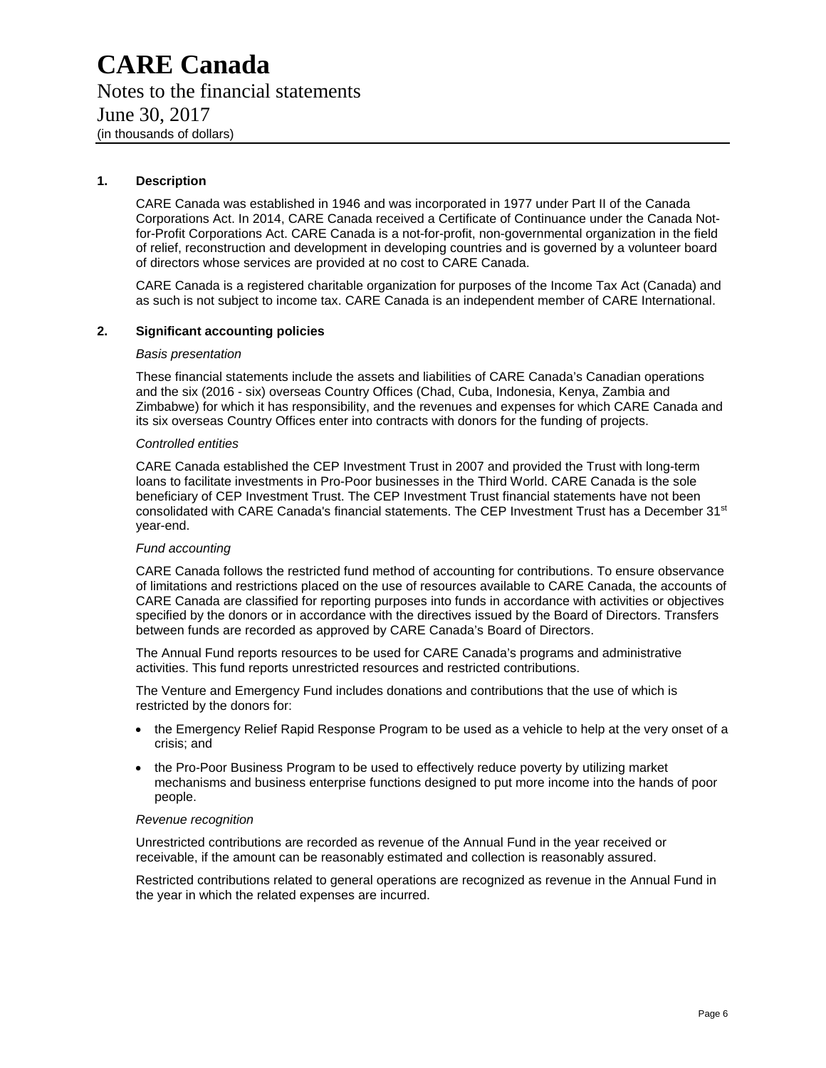# CARE Canada

Notes to the financial statements

June 30, 2017

(in thousands of dollars)

## 1. Description

CARE Canada was established in 1946 and was incorporated in 1977 under Part II of the Canada Corporations Act. In 2014, CARE Canada received a Certificate of Continuance under the Canada Not-for-Profit Corporations Act. CARE Canada is a not-for-profit, non-governmental organization in the field of relief, reconstruction and development in developing countries and is governed by a volunteer board of directors whose services are provided at no cost to CARE Canada.

CARE Canada is a registered charitable organization for purposes of the Income Tax Act (Canada) and as such is not subject to income tax. CARE Canada is an independent member of CARE International.

## 2. Significant accounting policies

*Basis presentation*

These financial statements include the assets and liabilities of CARE Canada's Canadian operations and the six (2016 - six) overseas Country Offices (Chad, Cuba, Indonesia, Kenya, Zambia and Zimbabwe) for which it has responsibility, and the revenues and expenses for which CARE Canada and its six overseas Country Offices enter into contracts with donors for the funding of projects.

*Controlled entities*

CARE Canada established the CEP Investment Trust in 2007 and provided the Trust with long-term loans to facilitate investments in Pro-Poor businesses in the Third World. CARE Canada is the sole beneficiary of CEP Investment Trust. The CEP Investment Trust financial statements have not been consolidated with CARE Canada's financial statements. The CEP Investment Trust has a December 31st year-end.

*Fund accounting*

CARE Canada follows the restricted fund method of accounting for contributions. To ensure observance of limitations and restrictions placed on the use of resources available to CARE Canada, the accounts of CARE Canada are classified for reporting purposes into funds in accordance with activities or objectives specified by the donors or in accordance with the directives issued by the Board of Directors. Transfers between funds are recorded as approved by CARE Canada's Board of Directors.

The Annual Fund reports resources to be used for CARE Canada's programs and administrative activities. This fund reports unrestricted resources and restricted contributions.

The Venture and Emergency Fund includes donations and contributions that the use of which is restricted by the donors for:

- the Emergency Relief Rapid Response Program to be used as a vehicle to help at the very onset of a crisis; and
- the Pro-Poor Business Program to be used to effectively reduce poverty by utilizing market mechanisms and business enterprise functions designed to put more income into the hands of poor people.

*Revenue recognition*

Unrestricted contributions are recorded as revenue of the Annual Fund in the year received or receivable, if the amount can be reasonably estimated and collection is reasonably assured.

Restricted contributions related to general operations are recognized as revenue in the Annual Fund in the year in which the related expenses are incurred.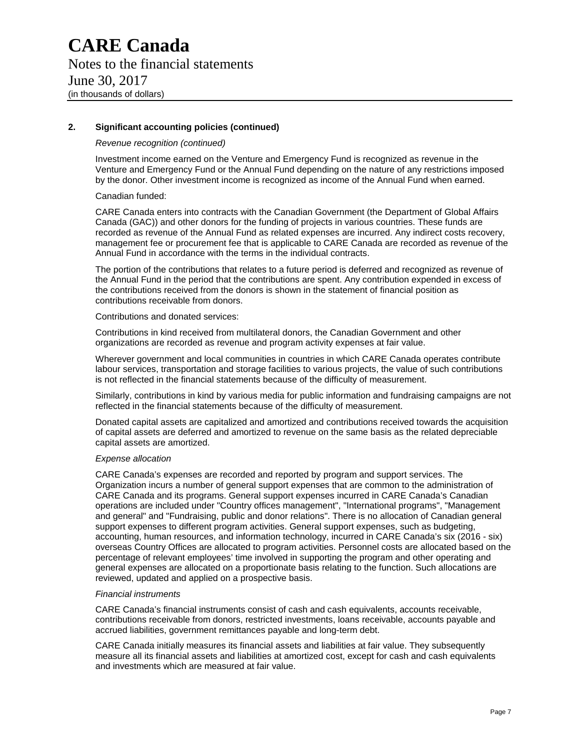# CARE Canada

Notes to the financial statements
June 30, 2017
(in thousands of dollars)

## 2. Significant accounting policies (continued)

*Revenue recognition (continued)*

Investment income earned on the Venture and Emergency Fund is recognized as revenue in the Venture and Emergency Fund or the Annual Fund depending on the nature of any restrictions imposed by the donor. Other investment income is recognized as income of the Annual Fund when earned.

Canadian funded:

CARE Canada enters into contracts with the Canadian Government (the Department of Global Affairs Canada (GAC)) and other donors for the funding of projects in various countries. These funds are recorded as revenue of the Annual Fund as related expenses are incurred. Any indirect costs recovery, management fee or procurement fee that is applicable to CARE Canada are recorded as revenue of the Annual Fund in accordance with the terms in the individual contracts.

The portion of the contributions that relates to a future period is deferred and recognized as revenue of the Annual Fund in the period that the contributions are spent. Any contribution expended in excess of the contributions received from the donors is shown in the statement of financial position as contributions receivable from donors.

Contributions and donated services:

Contributions in kind received from multilateral donors, the Canadian Government and other organizations are recorded as revenue and program activity expenses at fair value.

Wherever government and local communities in countries in which CARE Canada operates contribute labour services, transportation and storage facilities to various projects, the value of such contributions is not reflected in the financial statements because of the difficulty of measurement.

Similarly, contributions in kind by various media for public information and fundraising campaigns are not reflected in the financial statements because of the difficulty of measurement.

Donated capital assets are capitalized and amortized and contributions received towards the acquisition of capital assets are deferred and amortized to revenue on the same basis as the related depreciable capital assets are amortized.

*Expense allocation*

CARE Canada's expenses are recorded and reported by program and support services. The Organization incurs a number of general support expenses that are common to the administration of CARE Canada and its programs. General support expenses incurred in CARE Canada's Canadian operations are included under "Country offices management", "International programs", "Management and general" and "Fundraising, public and donor relations". There is no allocation of Canadian general support expenses to different program activities. General support expenses, such as budgeting, accounting, human resources, and information technology, incurred in CARE Canada's six (2016 - six) overseas Country Offices are allocated to program activities. Personnel costs are allocated based on the percentage of relevant employees' time involved in supporting the program and other operating and general expenses are allocated on a proportionate basis relating to the function. Such allocations are reviewed, updated and applied on a prospective basis.

*Financial instruments*

CARE Canada's financial instruments consist of cash and cash equivalents, accounts receivable, contributions receivable from donors, restricted investments, loans receivable, accounts payable and accrued liabilities, government remittances payable and long-term debt.

CARE Canada initially measures its financial assets and liabilities at fair value. They subsequently measure all its financial assets and liabilities at amortized cost, except for cash and cash equivalents and investments which are measured at fair value.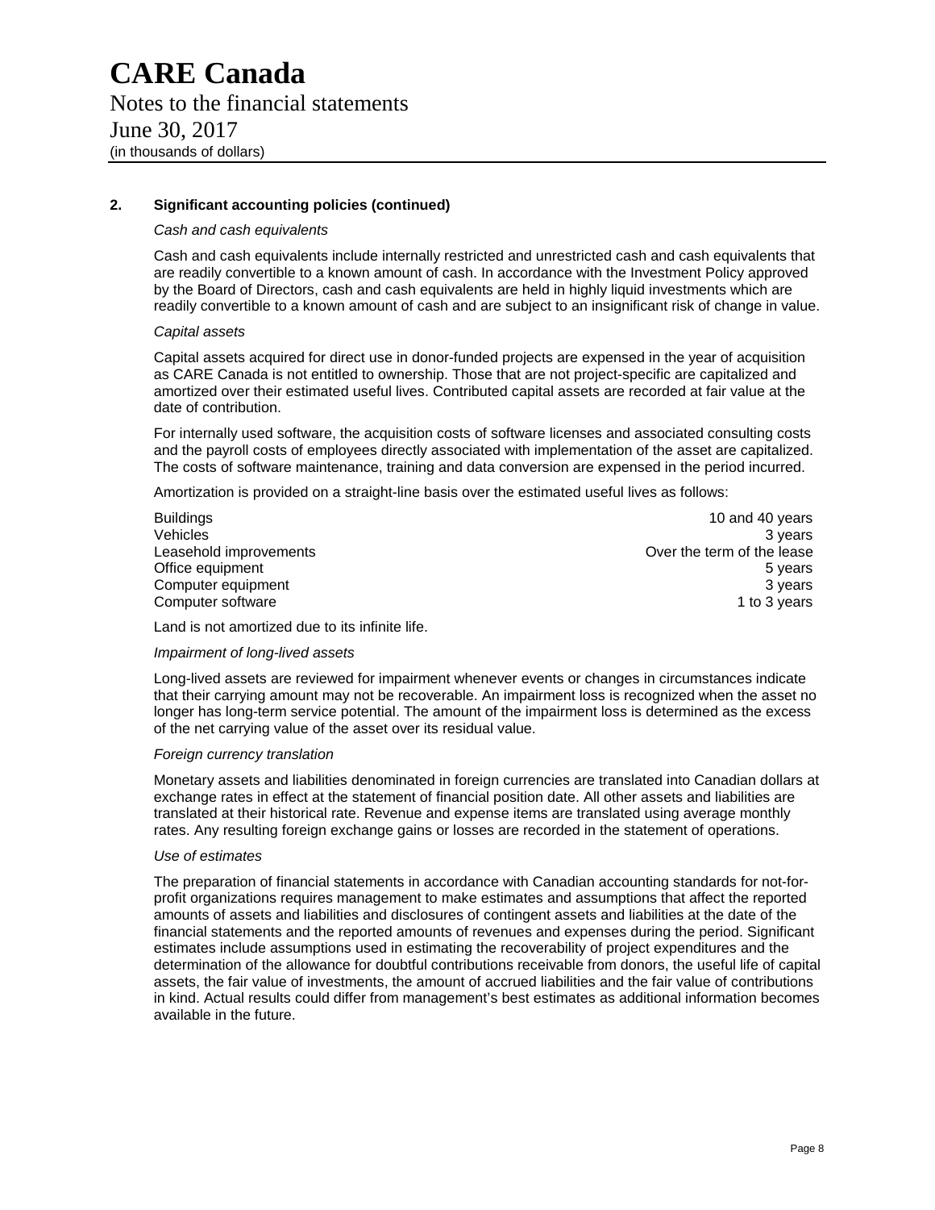# CARE Canada

Notes to the financial statements
June 30, 2017
(in thousands of dollars)

## 2. Significant accounting policies (continued)

*Cash and cash equivalents*

Cash and cash equivalents include internally restricted and unrestricted cash and cash equivalents that are readily convertible to a known amount of cash. In accordance with the Investment Policy approved by the Board of Directors, cash and cash equivalents are held in highly liquid investments which are readily convertible to a known amount of cash and are subject to an insignificant risk of change in value.

*Capital assets*

Capital assets acquired for direct use in donor-funded projects are expensed in the year of acquisition as CARE Canada is not entitled to ownership. Those that are not project-specific are capitalized and amortized over their estimated useful lives. Contributed capital assets are recorded at fair value at the date of contribution.

For internally used software, the acquisition costs of software licenses and associated consulting costs and the payroll costs of employees directly associated with implementation of the asset are capitalized. The costs of software maintenance, training and data conversion are expensed in the period incurred.

Amortization is provided on a straight-line basis over the estimated useful lives as follows:

| | |
|---|---|
| Buildings | 10 and 40 years |
| Vehicles | 3 years |
| Leasehold improvements | Over the term of the lease |
| Office equipment | 5 years |
| Computer equipment | 3 years |
| Computer software | 1 to 3 years |

Land is not amortized due to its infinite life.

*Impairment of long-lived assets*

Long-lived assets are reviewed for impairment whenever events or changes in circumstances indicate that their carrying amount may not be recoverable. An impairment loss is recognized when the asset no longer has long-term service potential. The amount of the impairment loss is determined as the excess of the net carrying value of the asset over its residual value.

*Foreign currency translation*

Monetary assets and liabilities denominated in foreign currencies are translated into Canadian dollars at exchange rates in effect at the statement of financial position date. All other assets and liabilities are translated at their historical rate. Revenue and expense items are translated using average monthly rates. Any resulting foreign exchange gains or losses are recorded in the statement of operations.

*Use of estimates*

The preparation of financial statements in accordance with Canadian accounting standards for not-for-profit organizations requires management to make estimates and assumptions that affect the reported amounts of assets and liabilities and disclosures of contingent assets and liabilities at the date of the financial statements and the reported amounts of revenues and expenses during the period. Significant estimates include assumptions used in estimating the recoverability of project expenditures and the determination of the allowance for doubtful contributions receivable from donors, the useful life of capital assets, the fair value of investments, the amount of accrued liabilities and the fair value of contributions in kind. Actual results could differ from management's best estimates as additional information becomes available in the future.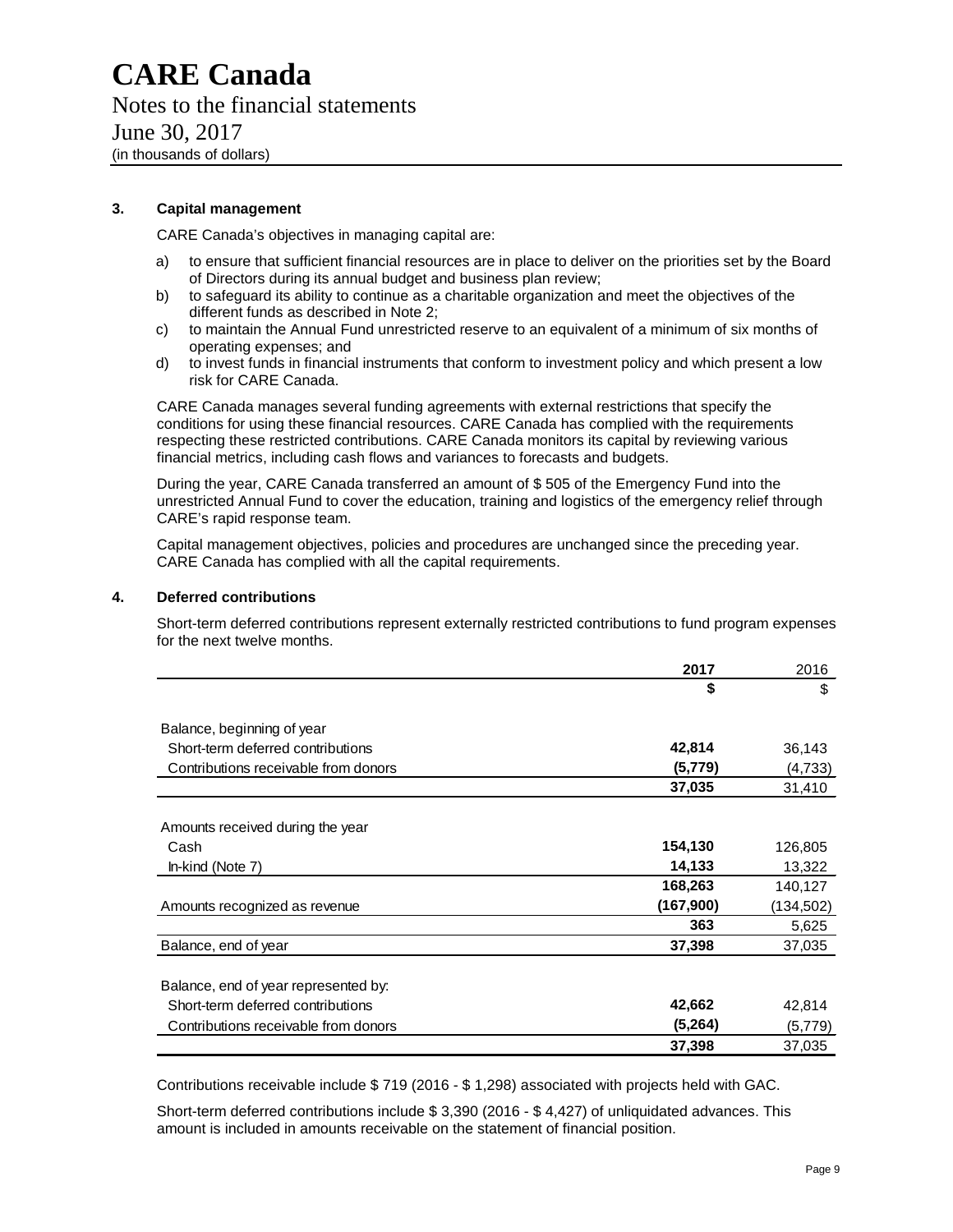# CARE Canada

Notes to the financial statements

June 30, 2017

(in thousands of dollars)

### 3. Capital management

CARE Canada's objectives in managing capital are:

a) to ensure that sufficient financial resources are in place to deliver on the priorities set by the Board of Directors during its annual budget and business plan review;
b) to safeguard its ability to continue as a charitable organization and meet the objectives of the different funds as described in Note 2;
c) to maintain the Annual Fund unrestricted reserve to an equivalent of a minimum of six months of operating expenses; and
d) to invest funds in financial instruments that conform to investment policy and which present a low risk for CARE Canada.

CARE Canada manages several funding agreements with external restrictions that specify the conditions for using these financial resources. CARE Canada has complied with the requirements respecting these restricted contributions. CARE Canada monitors its capital by reviewing various financial metrics, including cash flows and variances to forecasts and budgets.

During the year, CARE Canada transferred an amount of $ 505 of the Emergency Fund into the unrestricted Annual Fund to cover the education, training and logistics of the emergency relief through CARE's rapid response team.

Capital management objectives, policies and procedures are unchanged since the preceding year. CARE Canada has complied with all the capital requirements.

### 4. Deferred contributions

Short-term deferred contributions represent externally restricted contributions to fund program expenses for the next twelve months.

| | **2017** | 2016 |
|---|---|---|
| | **$** | $ |
| Balance, beginning of year | | |
| Short-term deferred contributions | **42,814** | 36,143 |
| Contributions receivable from donors | **(5,779)** | (4,733) |
| | **37,035** | 31,410 |
| Amounts received during the year | | |
| Cash | **154,130** | 126,805 |
| In-kind (Note 7) | **14,133** | 13,322 |
| | **168,263** | 140,127 |
| Amounts recognized as revenue | **(167,900)** | (134,502) |
| | **363** | 5,625 |
| Balance, end of year | **37,398** | 37,035 |
| Balance, end of year represented by: | | |
| Short-term deferred contributions | **42,662** | 42,814 |
| Contributions receivable from donors | **(5,264)** | (5,779) |
| | **37,398** | 37,035 |

Contributions receivable include $ 719 (2016 - $ 1,298) associated with projects held with GAC.

Short-term deferred contributions include $ 3,390 (2016 - $ 4,427) of unliquidated advances. This amount is included in amounts receivable on the statement of financial position.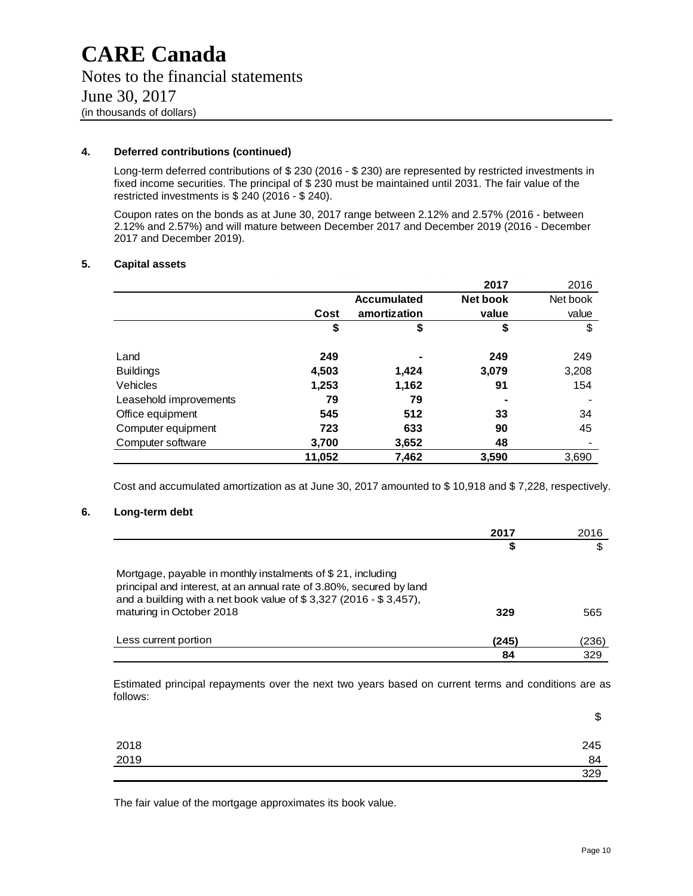# CARE Canada

Notes to the financial statements
June 30, 2017
(in thousands of dollars)

## 4. Deferred contributions (continued)

Long-term deferred contributions of \$ 230 (2016 - \$ 230) are represented by restricted investments in fixed income securities. The principal of \$ 230 must be maintained until 2031. The fair value of the restricted investments is \$ 240 (2016 - \$ 240).

Coupon rates on the bonds as at June 30, 2017 range between 2.12% and 2.57% (2016 - between 2.12% and 2.57%) and will mature between December 2017 and December 2019 (2016 - December 2017 and December 2019).

## 5. Capital assets

| | | | **2017** | 2016 |
|---|---|---|---|---|
| | **Cost** | **Accumulated amortization** | **Net book value** | Net book value |
| | **$** | **$** | **$** | $ |
| Land | **249** | **-** | **249** | 249 |
| Buildings | **4,503** | **1,424** | **3,079** | 3,208 |
| Vehicles | **1,253** | **1,162** | **91** | 154 |
| Leasehold improvements | **79** | **79** | **-** | - |
| Office equipment | **545** | **512** | **33** | 34 |
| Computer equipment | **723** | **633** | **90** | 45 |
| Computer software | **3,700** | **3,652** | **48** | - |
| | **11,052** | **7,462** | **3,590** | 3,690 |

Cost and accumulated amortization as at June 30, 2017 amounted to \$ 10,918 and \$ 7,228, respectively.

## 6. Long-term debt

| | **2017** | 2016 |
|---|---|---|
| | **$** | $ |
| Mortgage, payable in monthly instalments of \$ 21, including principal and interest, at an annual rate of 3.80%, secured by land and a building with a net book value of \$ 3,327 (2016 - \$ 3,457), maturing in October 2018 | **329** | 565 |
| Less current portion | **(245)** | (236) |
| | **84** | 329 |

Estimated principal repayments over the next two years based on current terms and conditions are as follows:

| | $ |
|---|---|
| 2018 | 245 |
| 2019 | 84 |
| | 329 |

The fair value of the mortgage approximates its book value.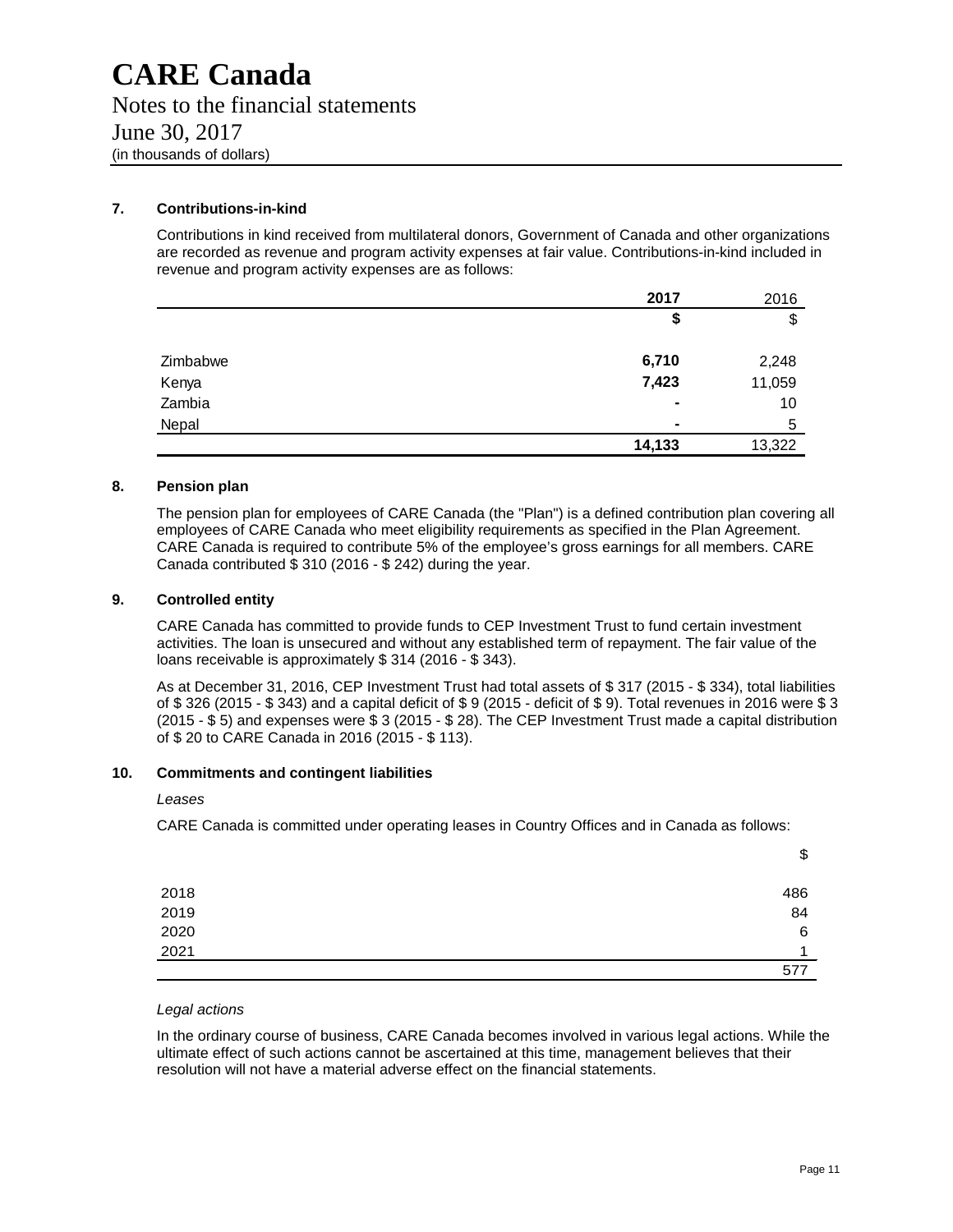# CARE Canada

Notes to the financial statements
June 30, 2017
(in thousands of dollars)

## 7. Contributions-in-kind

Contributions in kind received from multilateral donors, Government of Canada and other organizations are recorded as revenue and program activity expenses at fair value. Contributions-in-kind included in revenue and program activity expenses are as follows:

| | **2017** | 2016 |
|---|---|---|
| | **$** | $ |
| Zimbabwe | **6,710** | 2,248 |
| Kenya | **7,423** | 11,059 |
| Zambia | **-** | 10 |
| Nepal | **-** | 5 |
| | **14,133** | 13,322 |

## 8. Pension plan

The pension plan for employees of CARE Canada (the "Plan") is a defined contribution plan covering all employees of CARE Canada who meet eligibility requirements as specified in the Plan Agreement. CARE Canada is required to contribute 5% of the employee's gross earnings for all members. CARE Canada contributed $ 310 (2016 - $ 242) during the year.

## 9. Controlled entity

CARE Canada has committed to provide funds to CEP Investment Trust to fund certain investment activities. The loan is unsecured and without any established term of repayment. The fair value of the loans receivable is approximately $ 314 (2016 - $ 343).

As at December 31, 2016, CEP Investment Trust had total assets of $ 317 (2015 - $ 334), total liabilities of $ 326 (2015 - $ 343) and a capital deficit of $ 9 (2015 - deficit of $ 9). Total revenues in 2016 were $ 3 (2015 - $ 5) and expenses were $ 3 (2015 - $ 28). The CEP Investment Trust made a capital distribution of $ 20 to CARE Canada in 2016 (2015 - $ 113).

## 10. Commitments and contingent liabilities

*Leases*

CARE Canada is committed under operating leases in Country Offices and in Canada as follows:

| | $ |
|---|---|
| 2018 | 486 |
| 2019 | 84 |
| 2020 | 6 |
| 2021 | 1 |
| | 577 |

*Legal actions*

In the ordinary course of business, CARE Canada becomes involved in various legal actions. While the ultimate effect of such actions cannot be ascertained at this time, management believes that their resolution will not have a material adverse effect on the financial statements.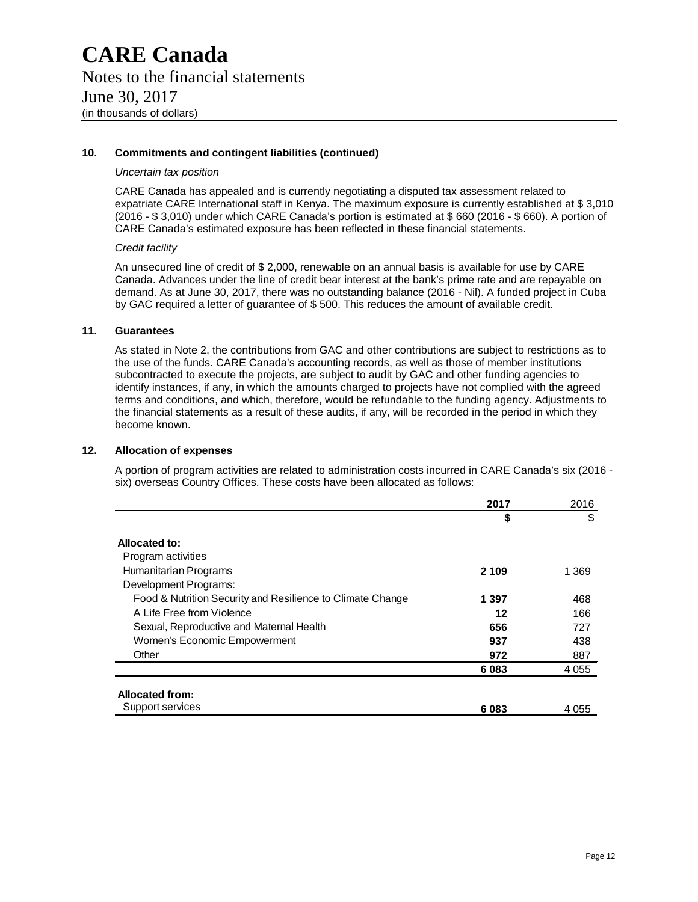# CARE Canada

Notes to the financial statements
June 30, 2017
(in thousands of dollars)

## 10. Commitments and contingent liabilities (continued)

*Uncertain tax position*

CARE Canada has appealed and is currently negotiating a disputed tax assessment related to expatriate CARE International staff in Kenya. The maximum exposure is currently established at $ 3,010 (2016 - $ 3,010) under which CARE Canada's portion is estimated at $ 660 (2016 - $ 660). A portion of CARE Canada's estimated exposure has been reflected in these financial statements.

*Credit facility*

An unsecured line of credit of $ 2,000, renewable on an annual basis is available for use by CARE Canada. Advances under the line of credit bear interest at the bank's prime rate and are repayable on demand. As at June 30, 2017, there was no outstanding balance (2016 - Nil). A funded project in Cuba by GAC required a letter of guarantee of $ 500. This reduces the amount of available credit.

## 11. Guarantees

As stated in Note 2, the contributions from GAC and other contributions are subject to restrictions as to the use of the funds. CARE Canada's accounting records, as well as those of member institutions subcontracted to execute the projects, are subject to audit by GAC and other funding agencies to identify instances, if any, in which the amounts charged to projects have not complied with the agreed terms and conditions, and which, therefore, would be refundable to the funding agency. Adjustments to the financial statements as a result of these audits, if any, will be recorded in the period in which they become known.

## 12. Allocation of expenses

A portion of program activities are related to administration costs incurred in CARE Canada's six (2016 - six) overseas Country Offices. These costs have been allocated as follows:

| | **2017** | 2016 |
|---|---|---|
| | **$** | $ |
| **Allocated to:** | | |
| Program activities | | |
| Humanitarian Programs | **2 109** | 1 369 |
| Development Programs: | | |
| Food & Nutrition Security and Resilience to Climate Change | **1 397** | 468 |
| A Life Free from Violence | **12** | 166 |
| Sexual, Reproductive and Maternal Health | **656** | 727 |
| Women's Economic Empowerment | **937** | 438 |
| Other | **972** | 887 |
| | **6 083** | 4 055 |
| **Allocated from:** | | |
| Support services | **6 083** | 4 055 |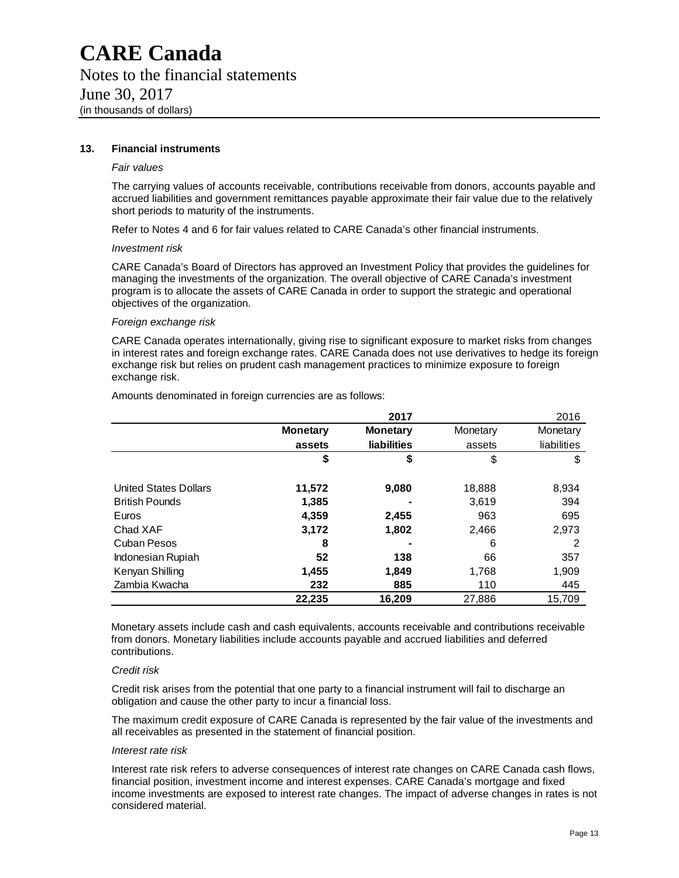## 13. Financial instruments

*Fair values*

The carrying values of accounts receivable, contributions receivable from donors, accounts payable and accrued liabilities and government remittances payable approximate their fair value due to the relatively short periods to maturity of the instruments.

Refer to Notes 4 and 6 for fair values related to CARE Canada's other financial instruments.

*Investment risk*

CARE Canada's Board of Directors has approved an Investment Policy that provides the guidelines for managing the investments of the organization. The overall objective of CARE Canada's investment program is to allocate the assets of CARE Canada in order to support the strategic and operational objectives of the organization.

*Foreign exchange risk*

CARE Canada operates internationally, giving rise to significant exposure to market risks from changes in interest rates and foreign exchange rates. CARE Canada does not use derivatives to hedge its foreign exchange risk but relies on prudent cash management practices to minimize exposure to foreign exchange risk.

Amounts denominated in foreign currencies are as follows:

| | **2017** | | 2016 | |
|---|---|---|---|---|
| | **Monetary assets** | **Monetary liabilities** | Monetary assets | Monetary liabilities |
| | **$** | **$** | $ | $ |
| United States Dollars | **11,572** | **9,080** | 18,888 | 8,934 |
| British Pounds | **1,385** | **-** | 3,619 | 394 |
| Euros | **4,359** | **2,455** | 963 | 695 |
| Chad XAF | **3,172** | **1,802** | 2,466 | 2,973 |
| Cuban Pesos | **8** | **-** | 6 | 2 |
| Indonesian Rupiah | **52** | **138** | 66 | 357 |
| Kenyan Shilling | **1,455** | **1,849** | 1,768 | 1,909 |
| Zambia Kwacha | **232** | **885** | 110 | 445 |
| | **22,235** | **16,209** | 27,886 | 15,709 |

Monetary assets include cash and cash equivalents, accounts receivable and contributions receivable from donors. Monetary liabilities include accounts payable and accrued liabilities and deferred contributions.

*Credit risk*

Credit risk arises from the potential that one party to a financial instrument will fail to discharge an obligation and cause the other party to incur a financial loss.

The maximum credit exposure of CARE Canada is represented by the fair value of the investments and all receivables as presented in the statement of financial position.

*Interest rate risk*

Interest rate risk refers to adverse consequences of interest rate changes on CARE Canada cash flows, financial position, investment income and interest expenses. CARE Canada's mortgage and fixed income investments are exposed to interest rate changes. The impact of adverse changes in rates is not considered material.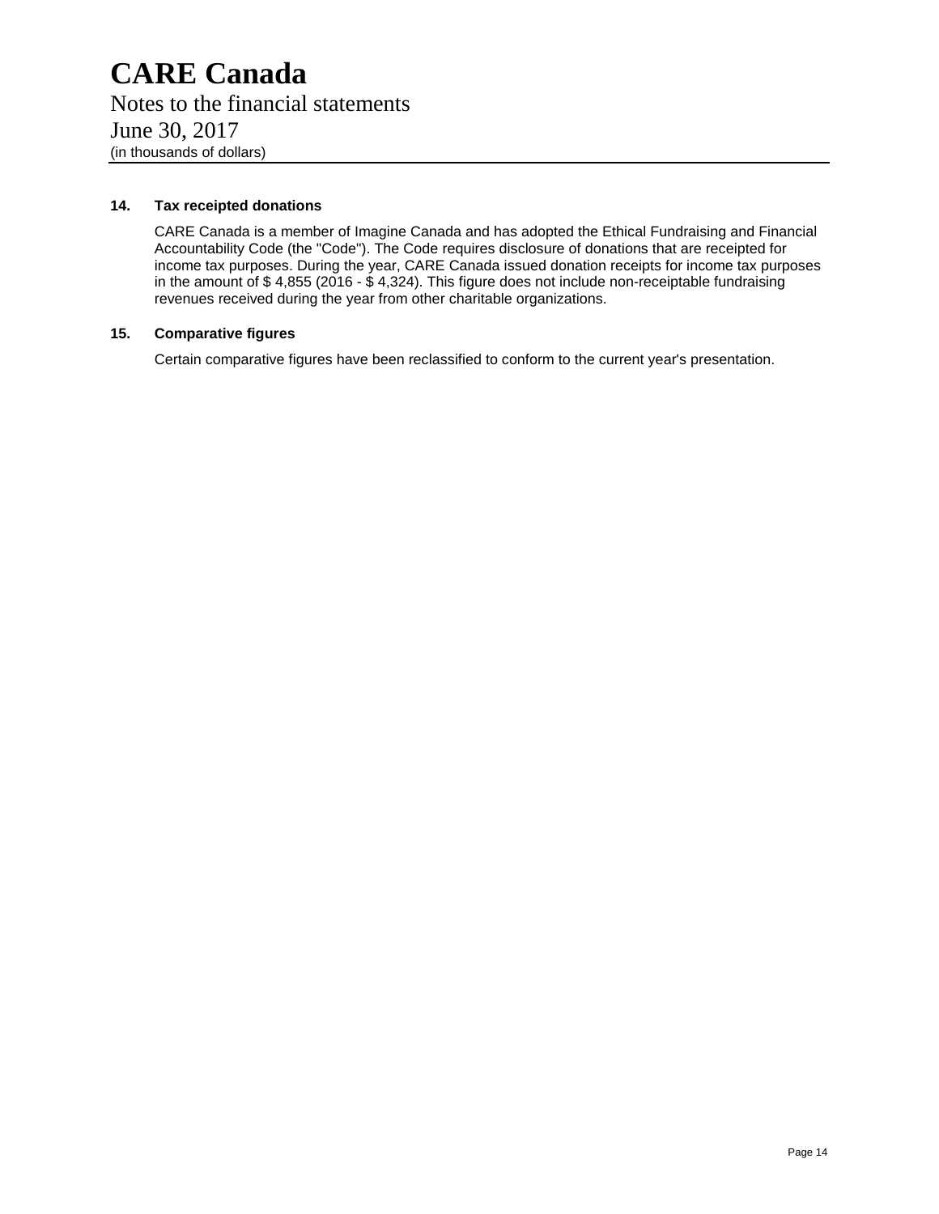# CARE Canada

Notes to the financial statements
June 30, 2017
(in thousands of dollars)

**14. Tax receipted donations**

CARE Canada is a member of Imagine Canada and has adopted the Ethical Fundraising and Financial Accountability Code (the "Code"). The Code requires disclosure of donations that are receipted for income tax purposes. During the year, CARE Canada issued donation receipts for income tax purposes in the amount of $ 4,855 (2016 - $ 4,324). This figure does not include non-receiptable fundraising revenues received during the year from other charitable organizations.

**15. Comparative figures**

Certain comparative figures have been reclassified to conform to the current year's presentation.